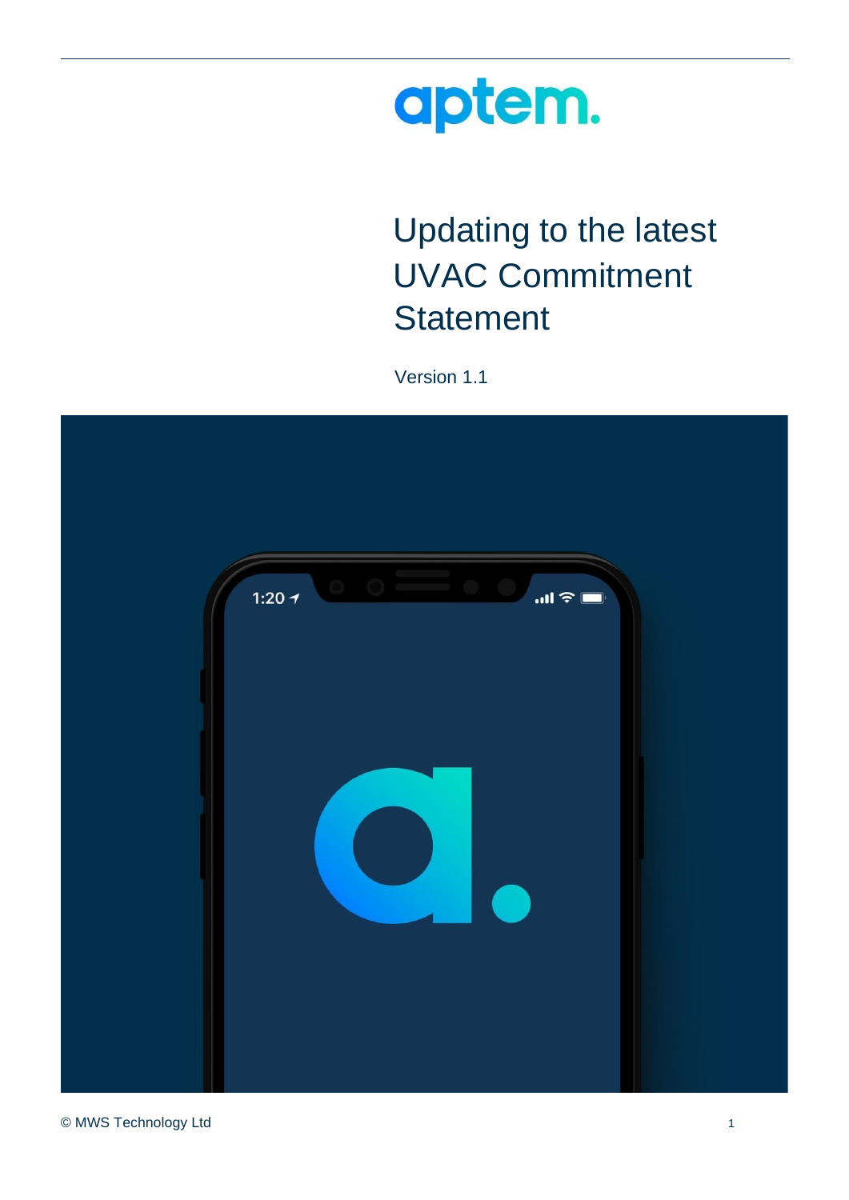aptem.

# Updating to the latest UVAC Commitment Statement

Version 1.1

© MWS Technology Ltd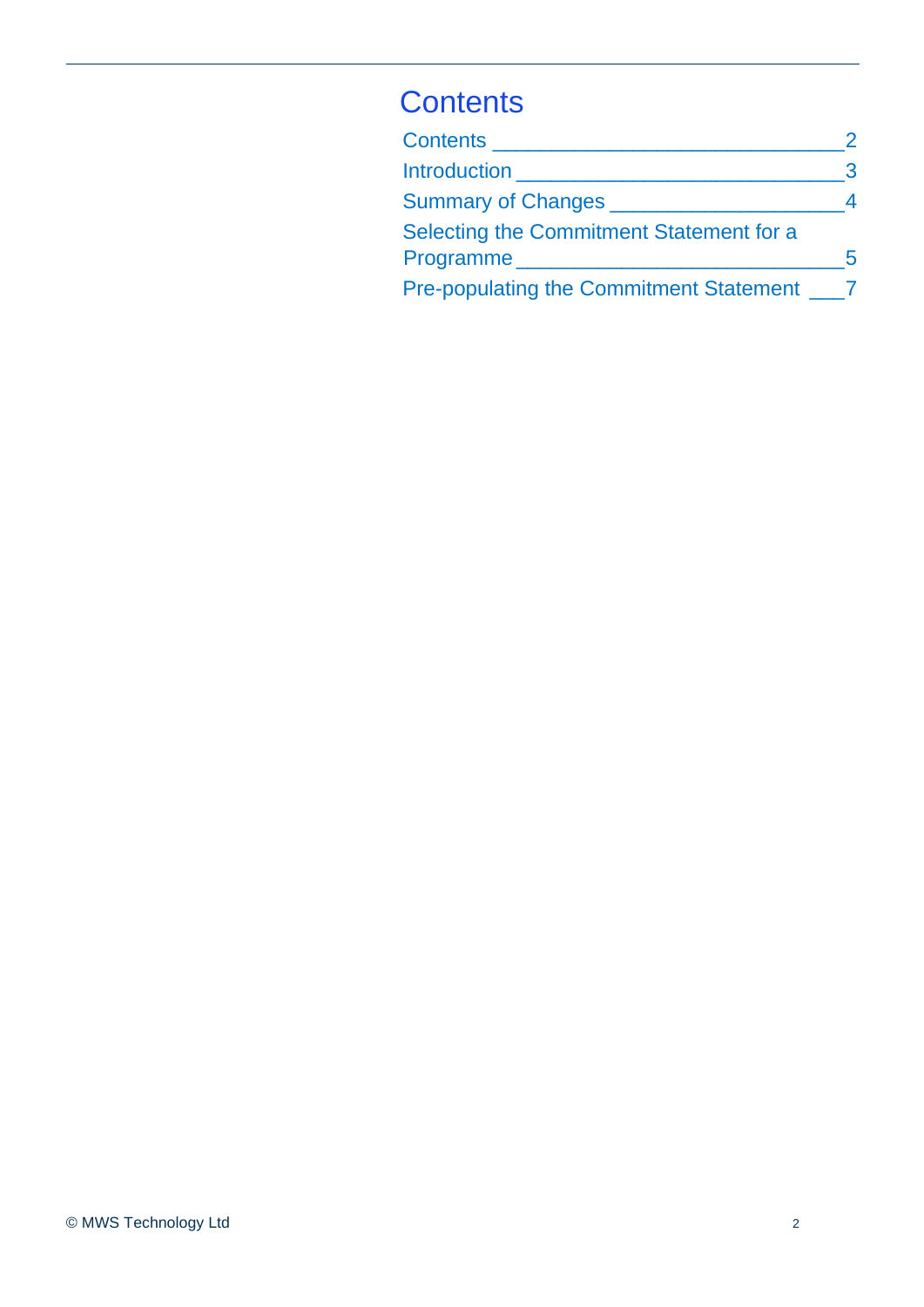# Contents

Contents ______________________________ 2

Introduction ____________________________ 3

Summary of Changes ____________________ 4

Selecting the Commitment Statement for a Programme ____________________________ 5

Pre-populating the Commitment Statement ___ 7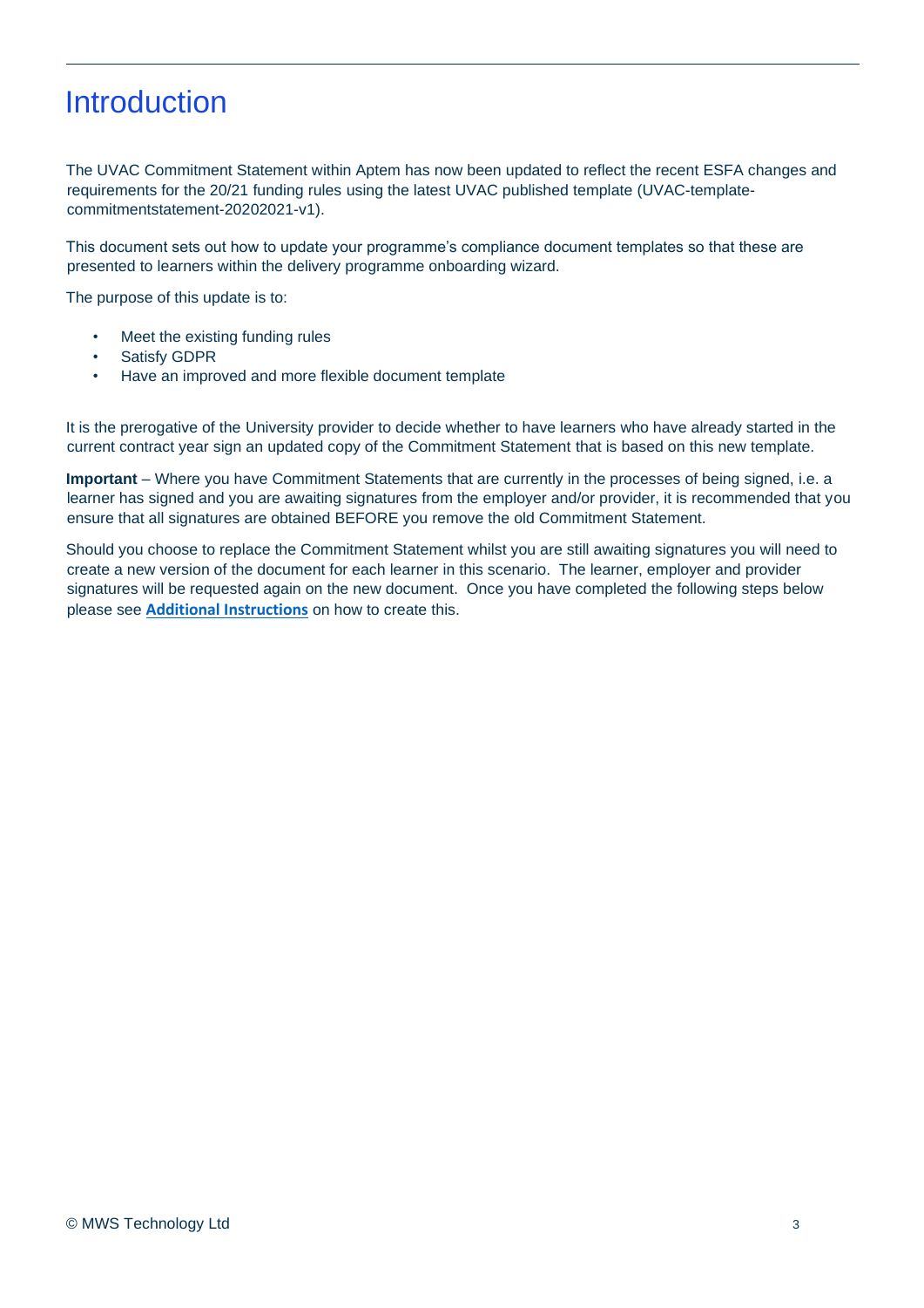# Introduction

The UVAC Commitment Statement within Aptem has now been updated to reflect the recent ESFA changes and requirements for the 20/21 funding rules using the latest UVAC published template (UVAC-template-commitmentstatement-20202021-v1).

This document sets out how to update your programme's compliance document templates so that these are presented to learners within the delivery programme onboarding wizard.

The purpose of this update is to:

- Meet the existing funding rules
- Satisfy GDPR
- Have an improved and more flexible document template

It is the prerogative of the University provider to decide whether to have learners who have already started in the current contract year sign an updated copy of the Commitment Statement that is based on this new template.

**Important** – Where you have Commitment Statements that are currently in the processes of being signed, i.e. a learner has signed and you are awaiting signatures from the employer and/or provider, it is recommended that you ensure that all signatures are obtained BEFORE you remove the old Commitment Statement.

Should you choose to replace the Commitment Statement whilst you are still awaiting signatures you will need to create a new version of the document for each learner in this scenario. The learner, employer and provider signatures will be requested again on the new document. Once you have completed the following steps below please see **Additional Instructions** on how to create this.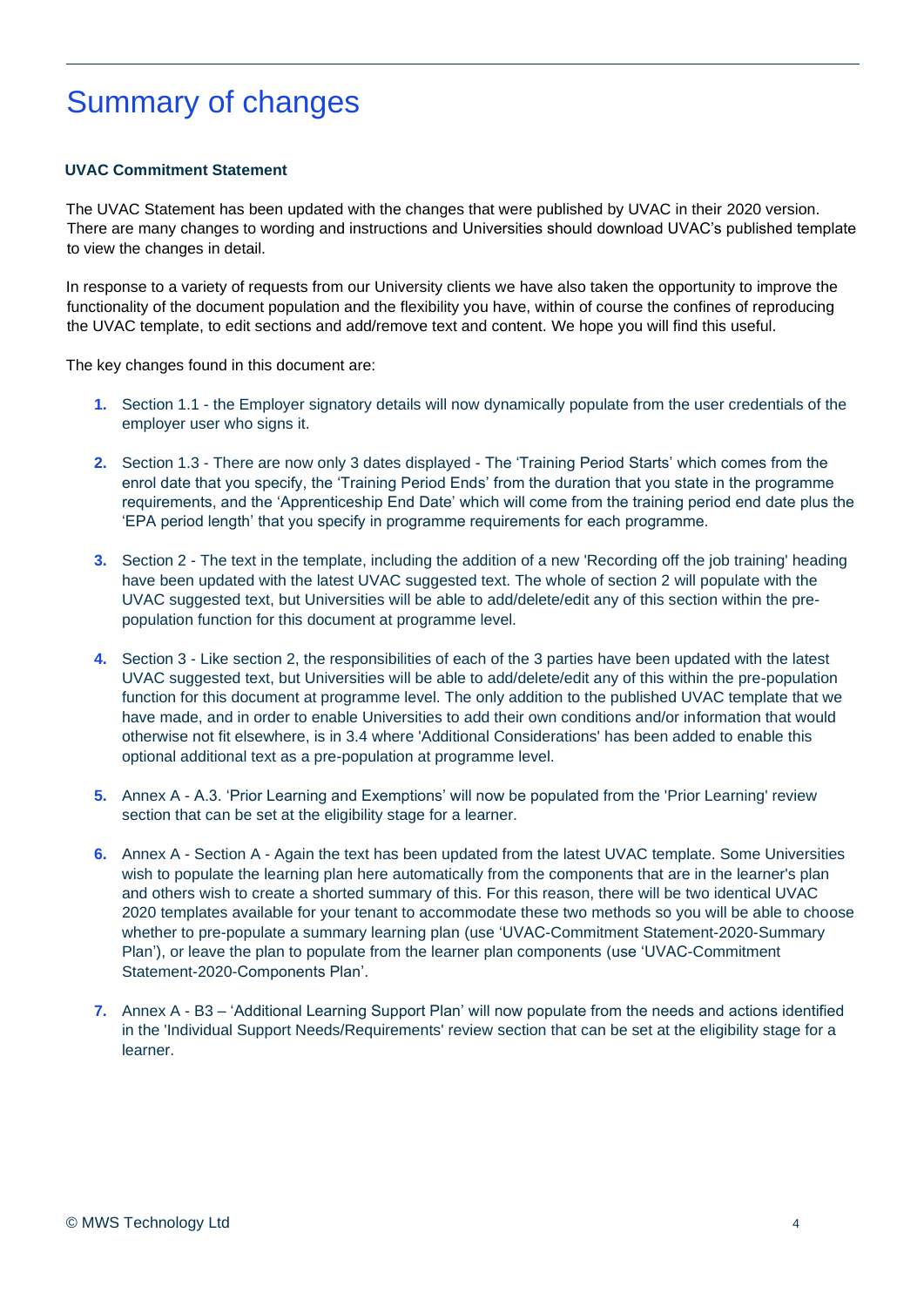# Summary of changes

**UVAC Commitment Statement**

The UVAC Statement has been updated with the changes that were published by UVAC in their 2020 version. There are many changes to wording and instructions and Universities should download UVAC's published template to view the changes in detail.

In response to a variety of requests from our University clients we have also taken the opportunity to improve the functionality of the document population and the flexibility you have, within of course the confines of reproducing the UVAC template, to edit sections and add/remove text and content. We hope you will find this useful.

The key changes found in this document are:

1. Section 1.1 - the Employer signatory details will now dynamically populate from the user credentials of the employer user who signs it.

2. Section 1.3 - There are now only 3 dates displayed - The 'Training Period Starts' which comes from the enrol date that you specify, the 'Training Period Ends' from the duration that you state in the programme requirements, and the 'Apprenticeship End Date' which will come from the training period end date plus the 'EPA period length' that you specify in programme requirements for each programme.

3. Section 2 - The text in the template, including the addition of a new 'Recording off the job training' heading have been updated with the latest UVAC suggested text. The whole of section 2 will populate with the UVAC suggested text, but Universities will be able to add/delete/edit any of this section within the pre-population function for this document at programme level.

4. Section 3 - Like section 2, the responsibilities of each of the 3 parties have been updated with the latest UVAC suggested text, but Universities will be able to add/delete/edit any of this within the pre-population function for this document at programme level. The only addition to the published UVAC template that we have made, and in order to enable Universities to add their own conditions and/or information that would otherwise not fit elsewhere, is in 3.4 where 'Additional Considerations' has been added to enable this optional additional text as a pre-population at programme level.

5. Annex A - A.3. 'Prior Learning and Exemptions' will now be populated from the 'Prior Learning' review section that can be set at the eligibility stage for a learner.

6. Annex A - Section A - Again the text has been updated from the latest UVAC template. Some Universities wish to populate the learning plan here automatically from the components that are in the learner's plan and others wish to create a shorted summary of this. For this reason, there will be two identical UVAC 2020 templates available for your tenant to accommodate these two methods so you will be able to choose whether to pre-populate a summary learning plan (use 'UVAC-Commitment Statement-2020-Summary Plan'), or leave the plan to populate from the learner plan components (use 'UVAC-Commitment Statement-2020-Components Plan'.

7. Annex A - B3 – 'Additional Learning Support Plan' will now populate from the needs and actions identified in the 'Individual Support Needs/Requirements' review section that can be set at the eligibility stage for a learner.

© MWS Technology Ltd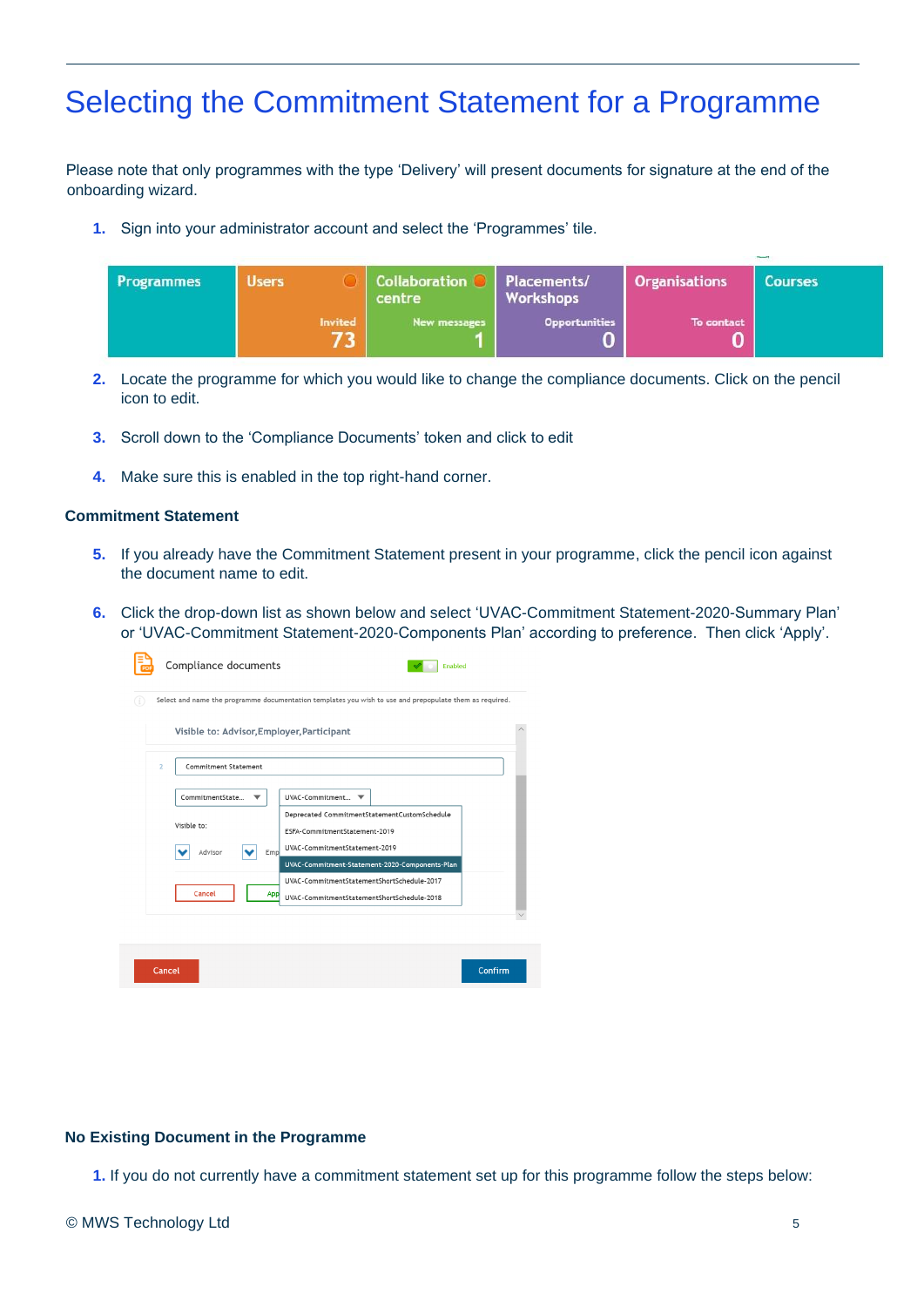# Selecting the Commitment Statement for a Programme

Please note that only programmes with the type 'Delivery' will present documents for signature at the end of the onboarding wizard.

1. Sign into your administrator account and select the 'Programmes' tile.

2. Locate the programme for which you would like to change the compliance documents. Click on the pencil icon to edit.

3. Scroll down to the 'Compliance Documents' token and click to edit

4. Make sure this is enabled in the top right-hand corner.

**Commitment Statement**

5. If you already have the Commitment Statement present in your programme, click the pencil icon against the document name to edit.

6. Click the drop-down list as shown below and select 'UVAC-Commitment Statement-2020-Summary Plan' or 'UVAC-Commitment Statement-2020-Components Plan' according to preference. Then click 'Apply'.

**No Existing Document in the Programme**

1. If you do not currently have a commitment statement set up for this programme follow the steps below:

© MWS Technology Ltd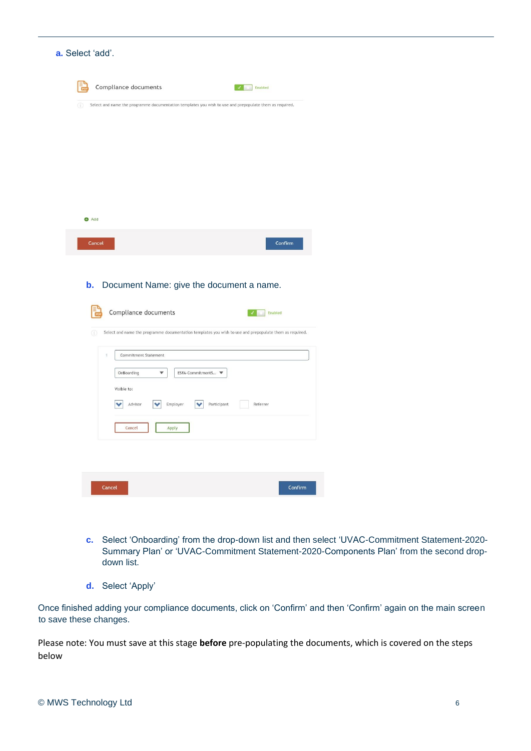a. Select ‘add’.

b. Document Name: give the document a name.

c. Select ‘Onboarding’ from the drop-down list and then select ‘UVAC-Commitment Statement-2020-Summary Plan’ or ‘UVAC-Commitment Statement-2020-Components Plan’ from the second drop-down list.

d. Select ‘Apply’

Once finished adding your compliance documents, click on ‘Confirm’ and then ‘Confirm’ again on the main screen to save these changes.

Please note: You must save at this stage **before** pre-populating the documents, which is covered on the steps below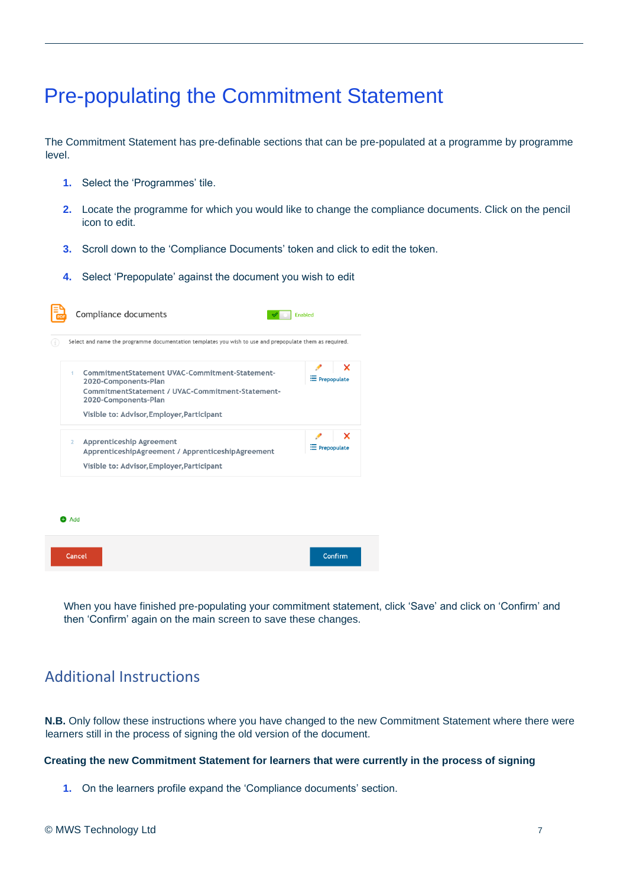# Pre-populating the Commitment Statement

The Commitment Statement has pre-definable sections that can be pre-populated at a programme by programme level.

1. Select the 'Programmes' tile.

2. Locate the programme for which you would like to change the compliance documents. Click on the pencil icon to edit.

3. Scroll down to the 'Compliance Documents' token and click to edit the token.

4. Select 'Prepopulate' against the document you wish to edit

Compliance documents

Enabled

Select and name the programme documentation templates you wish to use and prepopulate them as required.

1 CommitmentStatement UVAC-Commitment-Statement-2020-Components-Plan
CommitmentStatement / UVAC-Commitment-Statement-2020-Components-Plan
Visible to: Advisor,Employer,Participant

Prepopulate

2 Apprenticeship Agreement
ApprenticeshipAgreement / ApprenticeshipAgreement
Visible to: Advisor,Employer,Participant

Prepopulate

Add

Cancel

Confirm

When you have finished pre-populating your commitment statement, click 'Save' and click on 'Confirm' and then 'Confirm' again on the main screen to save these changes.

## Additional Instructions

**N.B.** Only follow these instructions where you have changed to the new Commitment Statement where there were learners still in the process of signing the old version of the document.

**Creating the new Commitment Statement for learners that were currently in the process of signing**

1. On the learners profile expand the 'Compliance documents' section.

© MWS Technology Ltd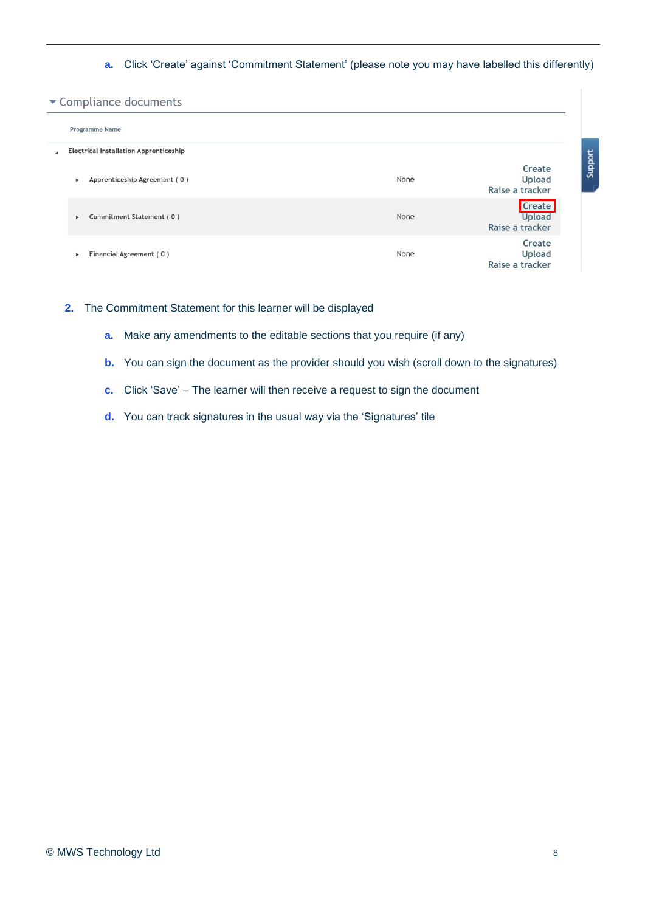a. Click 'Create' against 'Commitment Statement' (please note you may have labelled this differently)

▾ Compliance documents

| Programme Name | | |
|---|---|---|
| Electrical Installation Apprenticeship | | |
| Apprenticeship Agreement ( 0 ) | None | Create Upload Raise a tracker |
| Commitment Statement ( 0 ) | None | Create Upload Raise a tracker |
| Financial Agreement ( 0 ) | None | Create Upload Raise a tracker |

Support

2. The Commitment Statement for this learner will be displayed

   a. Make any amendments to the editable sections that you require (if any)

   b. You can sign the document as the provider should you wish (scroll down to the signatures)

   c. Click 'Save' – The learner will then receive a request to sign the document

   d. You can track signatures in the usual way via the 'Signatures' tile

© MWS Technology Ltd